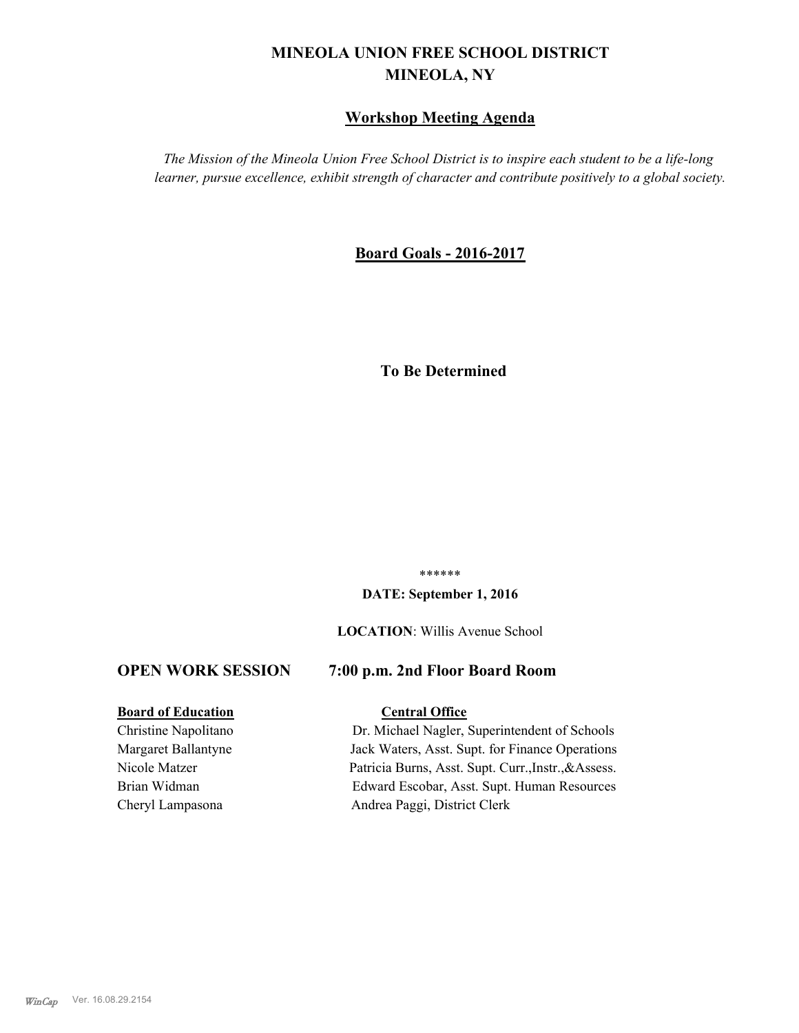# MINEOLA UNION FREE SCHOOL DISTRICT
# MINEOLA, NY

## Workshop Meeting Agenda

*The Mission of the Mineola Union Free School District is to inspire each student to be a life-long learner, pursue excellence, exhibit strength of character and contribute positively to a global society.*

## Board Goals - 2016-2017

**To Be Determined**

\*\*\*\*\*\*

**DATE: September 1, 2016**

**LOCATION**: Willis Avenue School

### OPEN WORK SESSION 7:00 p.m. 2nd Floor Board Room

| **Board of Education** | **Central Office** |
|---|---|
| Christine Napolitano | Dr. Michael Nagler, Superintendent of Schools |
| Margaret Ballantyne | Jack Waters, Asst. Supt. for Finance Operations |
| Nicole Matzer | Patricia Burns, Asst. Supt. Curr.,Instr.,&Assess. |
| Brian Widman | Edward Escobar, Asst. Supt. Human Resources |
| Cheryl Lampasona | Andrea Paggi, District Clerk |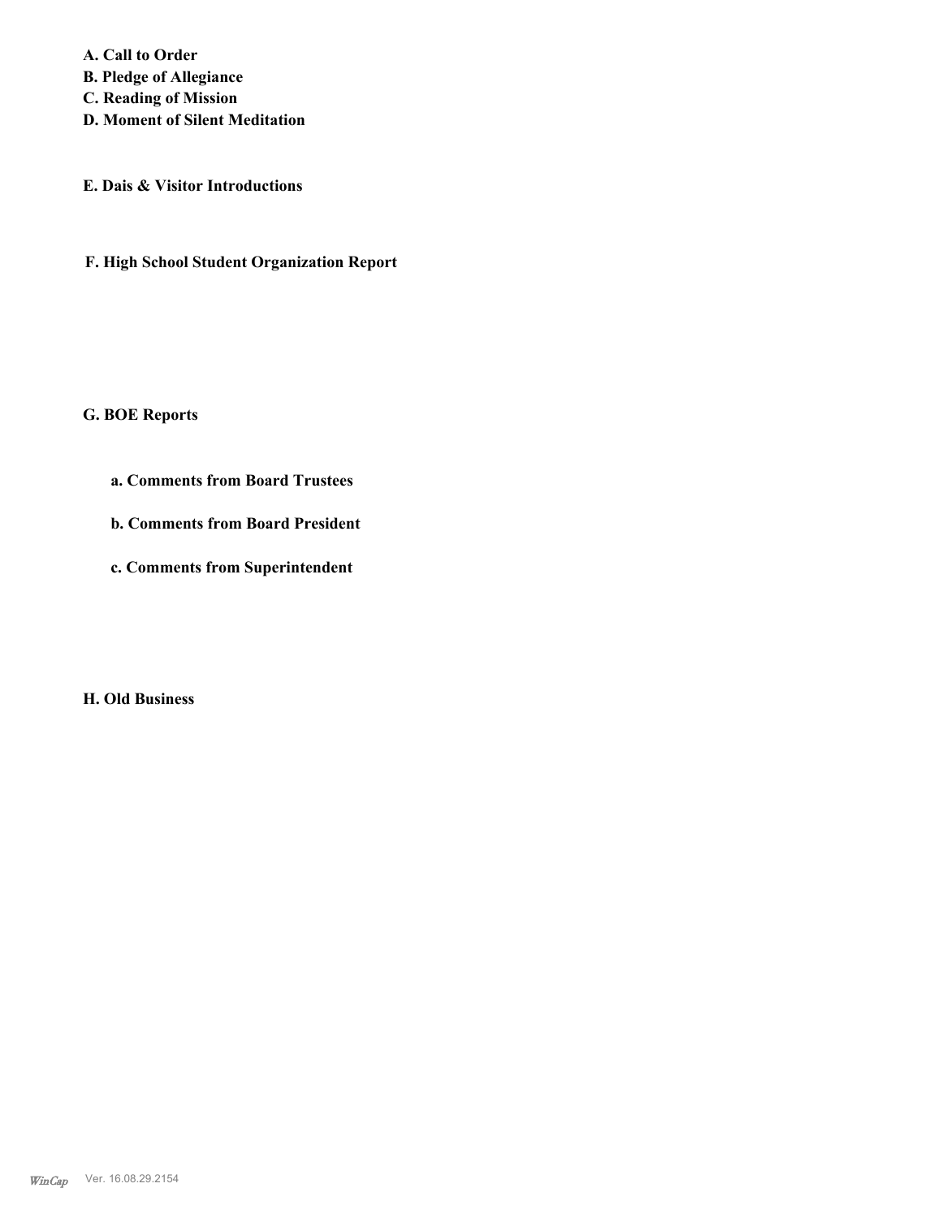**A. Call to Order**
**B. Pledge of Allegiance**
**C. Reading of Mission**
**D. Moment of Silent Meditation**

**E. Dais & Visitor Introductions**

**F. High School Student Organization Report**

**G. BOE Reports**

**a. Comments from Board Trustees**

**b. Comments from Board President**

**c. Comments from Superintendent**

**H. Old Business**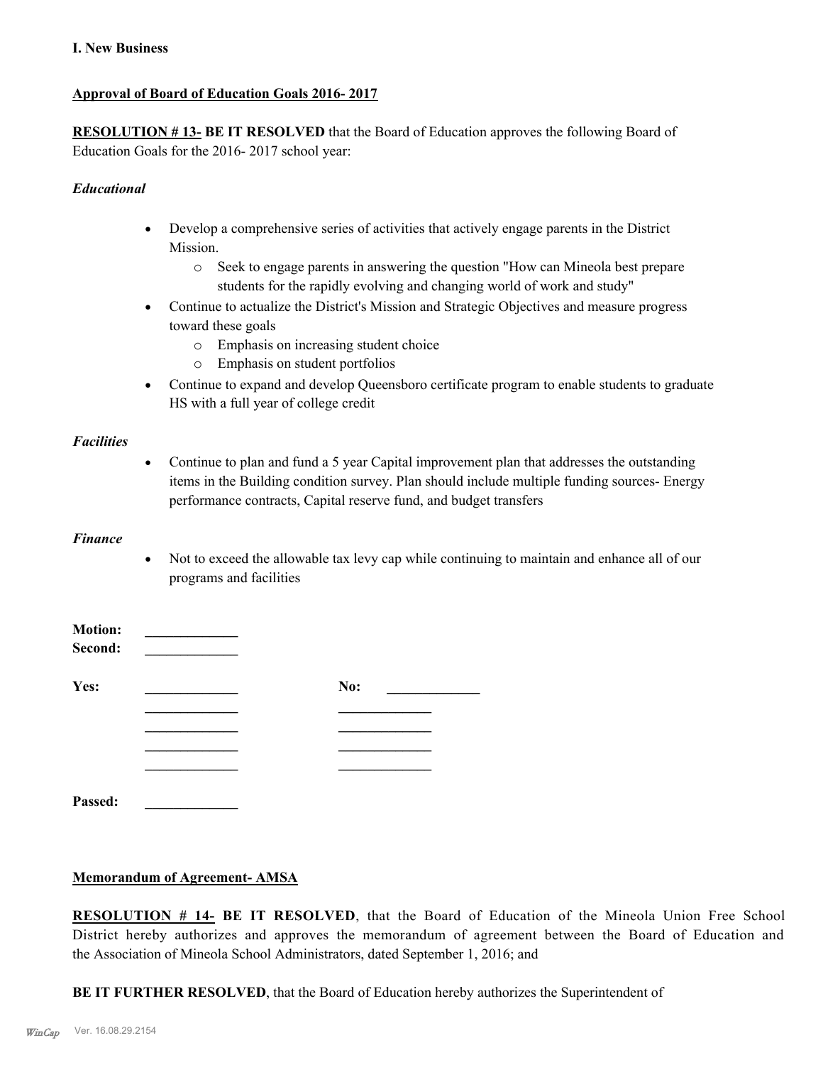**I. New Business**

**Approval of Board of Education Goals 2016- 2017**

**RESOLUTION # 13- BE IT RESOLVED** that the Board of Education approves the following Board of Education Goals for the 2016- 2017 school year:

*Educational*

- Develop a comprehensive series of activities that actively engage parents in the District Mission.
    - Seek to engage parents in answering the question "How can Mineola best prepare students for the rapidly evolving and changing world of work and study"
- Continue to actualize the District's Mission and Strategic Objectives and measure progress toward these goals
    - Emphasis on increasing student choice
    - Emphasis on student portfolios
- Continue to expand and develop Queensboro certificate program to enable students to graduate HS with a full year of college credit

*Facilities*

- Continue to plan and fund a 5 year Capital improvement plan that addresses the outstanding items in the Building condition survey. Plan should include multiple funding sources- Energy performance contracts, Capital reserve fund, and budget transfers

*Finance*

- Not to exceed the allowable tax levy cap while continuing to maintain and enhance all of our programs and facilities

**Motion:** _____________
**Second:** _____________

**Yes:** _____________ **No:** _____________
_____________ _____________
_____________ _____________
_____________ _____________
_____________ _____________

**Passed:** _____________

**Memorandum of Agreement- AMSA**

**RESOLUTION # 14- BE IT RESOLVED**, that the Board of Education of the Mineola Union Free School District hereby authorizes and approves the memorandum of agreement between the Board of Education and the Association of Mineola School Administrators, dated September 1, 2016; and

**BE IT FURTHER RESOLVED**, that the Board of Education hereby authorizes the Superintendent of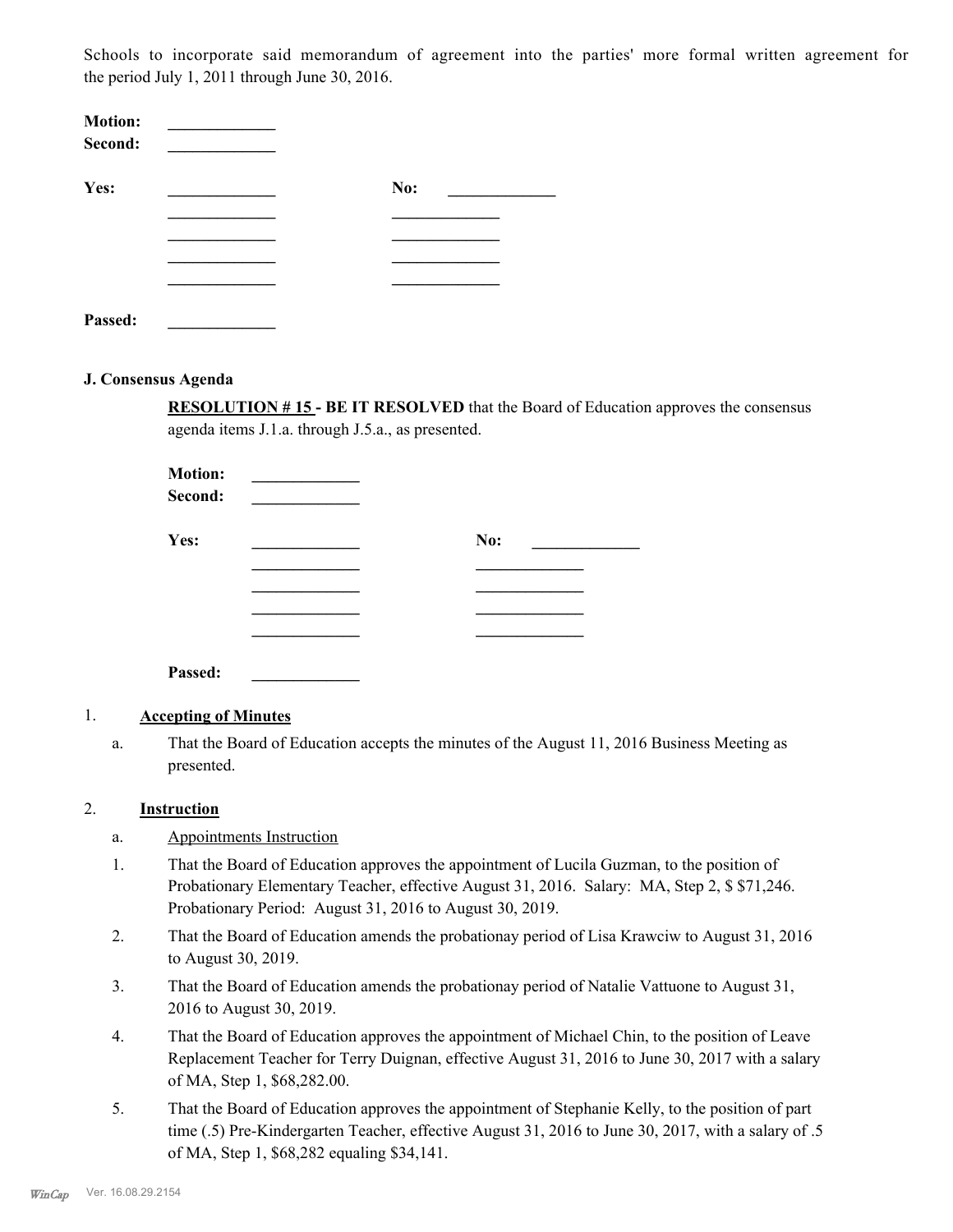Schools to incorporate said memorandum of agreement into the parties' more formal written agreement for the period July 1, 2011 through June 30, 2016.

**Motion:** _____________
**Second:** _____________

**Yes:** _____________ **No:** _____________
_____________ _____________
_____________ _____________
_____________ _____________
_____________ _____________

**Passed:** _____________

### J. Consensus Agenda

**RESOLUTION # 15 - BE IT RESOLVED** that the Board of Education approves the consensus agenda items J.1.a. through J.5.a., as presented.

**Motion:** _____________
**Second:** _____________

**Yes:** _____________ **No:** _____________
_____________ _____________
_____________ _____________
_____________ _____________
_____________ _____________

**Passed:** _____________

1. **Accepting of Minutes**

   a. That the Board of Education accepts the minutes of the August 11, 2016 Business Meeting as presented.

2. **Instruction**

   a. Appointments Instruction

   1. That the Board of Education approves the appointment of Lucila Guzman, to the position of Probationary Elementary Teacher, effective August 31, 2016. Salary: MA, Step 2, $ $71,246. Probationary Period: August 31, 2016 to August 30, 2019.
   2. That the Board of Education amends the probationay period of Lisa Krawciw to August 31, 2016 to August 30, 2019.
   3. That the Board of Education amends the probationay period of Natalie Vattuone to August 31, 2016 to August 30, 2019.
   4. That the Board of Education approves the appointment of Michael Chin, to the position of Leave Replacement Teacher for Terry Duignan, effective August 31, 2016 to June 30, 2017 with a salary of MA, Step 1, $68,282.00.
   5. That the Board of Education approves the appointment of Stephanie Kelly, to the position of part time (.5) Pre-Kindergarten Teacher, effective August 31, 2016 to June 30, 2017, with a salary of .5 of MA, Step 1, $68,282 equaling $34,141.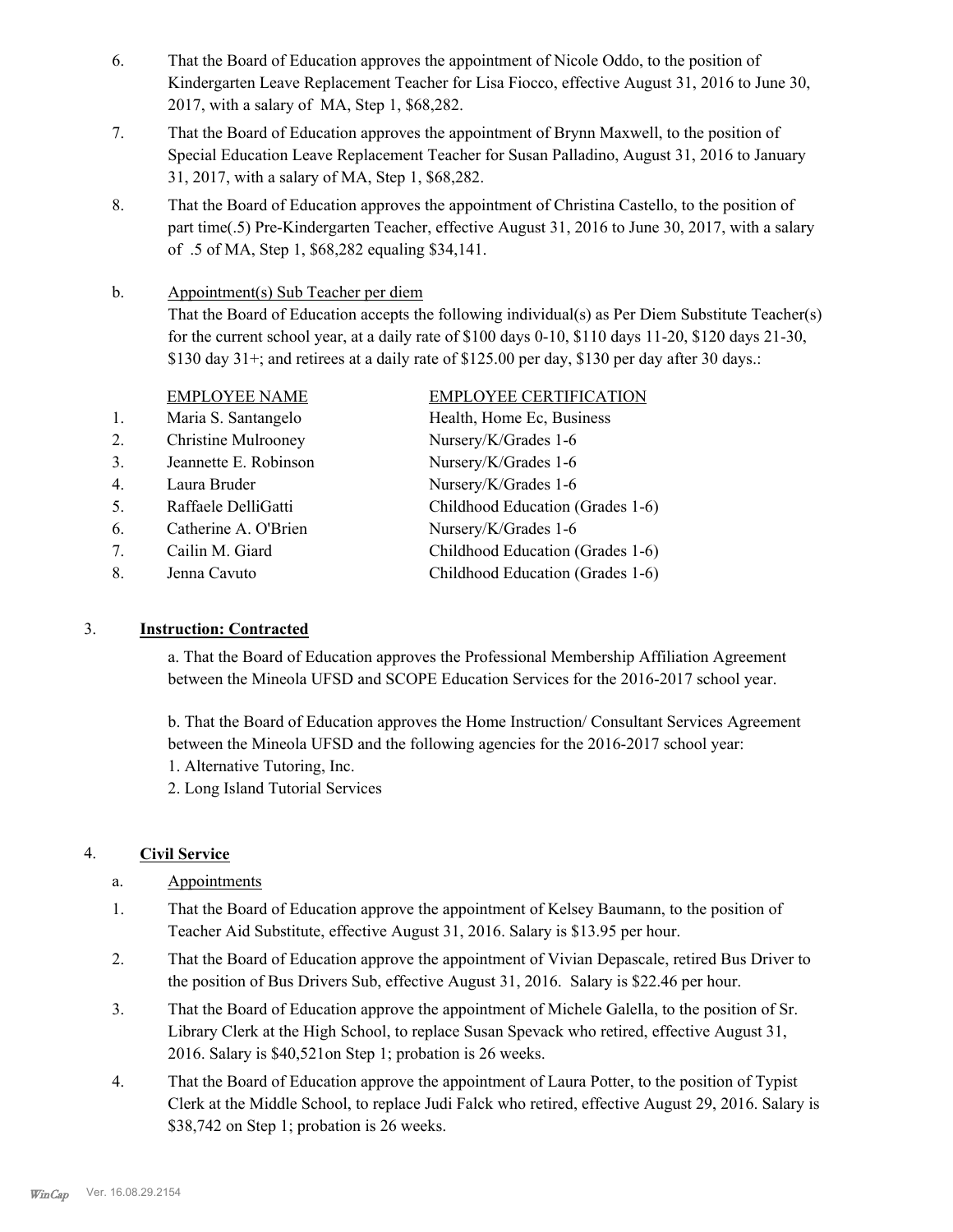6. That the Board of Education approves the appointment of Nicole Oddo, to the position of Kindergarten Leave Replacement Teacher for Lisa Fiocco, effective August 31, 2016 to June 30, 2017, with a salary of MA, Step 1, $68,282.

7. That the Board of Education approves the appointment of Brynn Maxwell, to the position of Special Education Leave Replacement Teacher for Susan Palladino, August 31, 2016 to January 31, 2017, with a salary of MA, Step 1, $68,282.

8. That the Board of Education approves the appointment of Christina Castello, to the position of part time(.5) Pre-Kindergarten Teacher, effective August 31, 2016 to June 30, 2017, with a salary of .5 of MA, Step 1, $68,282 equaling $34,141.

b. Appointment(s) Sub Teacher per diem

That the Board of Education accepts the following individual(s) as Per Diem Substitute Teacher(s) for the current school year, at a daily rate of $100 days 0-10, $110 days 11-20, $120 days 21-30, $130 day 31+; and retirees at a daily rate of $125.00 per day, $130 per day after 30 days.:

| | EMPLOYEE NAME | EMPLOYEE CERTIFICATION |
|---|---|---|
| 1. | Maria S. Santangelo | Health, Home Ec, Business |
| 2. | Christine Mulrooney | Nursery/K/Grades 1-6 |
| 3. | Jeannette E. Robinson | Nursery/K/Grades 1-6 |
| 4. | Laura Bruder | Nursery/K/Grades 1-6 |
| 5. | Raffaele DelliGatti | Childhood Education (Grades 1-6) |
| 6. | Catherine A. O'Brien | Nursery/K/Grades 1-6 |
| 7. | Cailin M. Giard | Childhood Education (Grades 1-6) |
| 8. | Jenna Cavuto | Childhood Education (Grades 1-6) |

3. **Instruction: Contracted**

a. That the Board of Education approves the Professional Membership Affiliation Agreement between the Mineola UFSD and SCOPE Education Services for the 2016-2017 school year.

b. That the Board of Education approves the Home Instruction/ Consultant Services Agreement between the Mineola UFSD and the following agencies for the 2016-2017 school year:
1. Alternative Tutoring, Inc.
2. Long Island Tutorial Services

4. **Civil Service**

a. Appointments

1. That the Board of Education approve the appointment of Kelsey Baumann, to the position of Teacher Aid Substitute, effective August 31, 2016. Salary is $13.95 per hour.

2. That the Board of Education approve the appointment of Vivian Depascale, retired Bus Driver to the position of Bus Drivers Sub, effective August 31, 2016. Salary is $22.46 per hour.

3. That the Board of Education approve the appointment of Michele Galella, to the position of Sr. Library Clerk at the High School, to replace Susan Spevack who retired, effective August 31, 2016. Salary is $40,521on Step 1; probation is 26 weeks.

4. That the Board of Education approve the appointment of Laura Potter, to the position of Typist Clerk at the Middle School, to replace Judi Falck who retired, effective August 29, 2016. Salary is $38,742 on Step 1; probation is 26 weeks.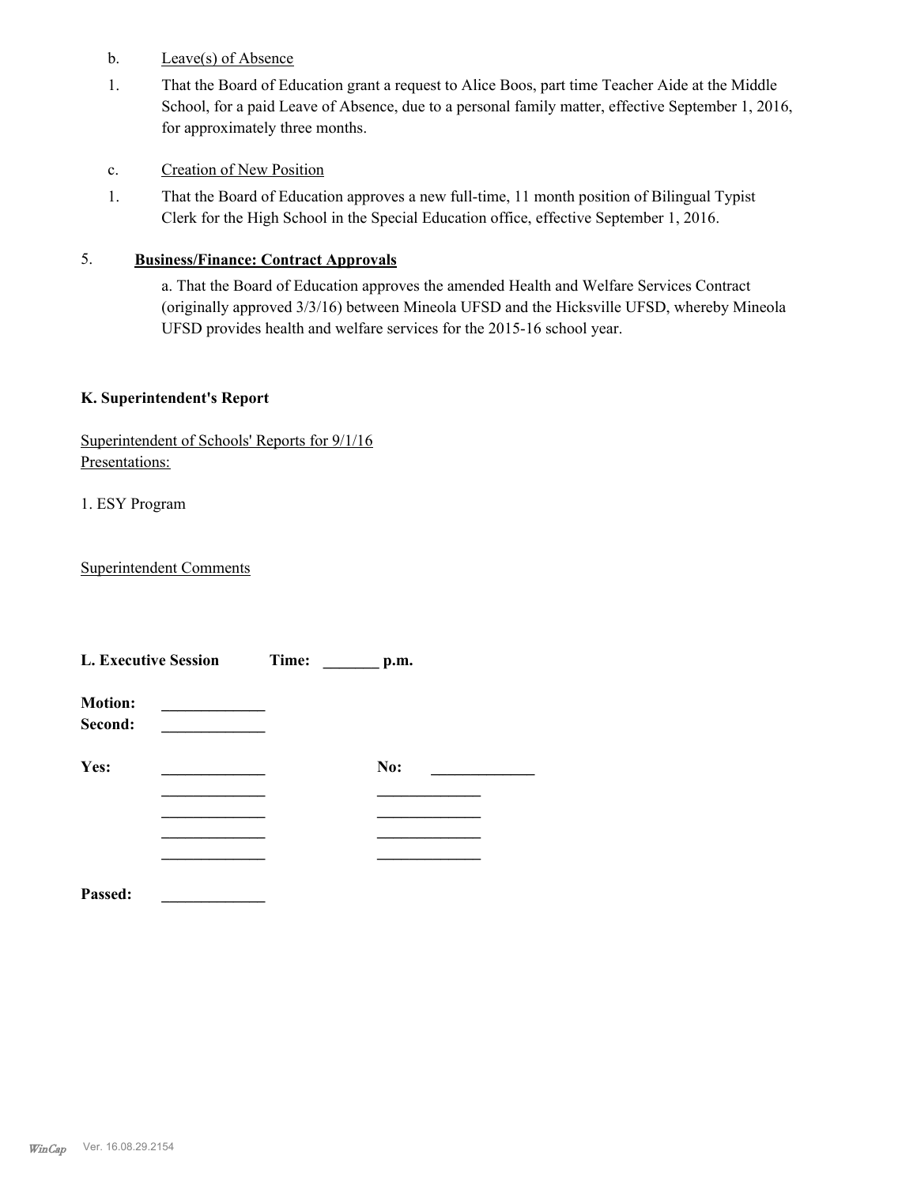b. Leave(s) of Absence

1. That the Board of Education grant a request to Alice Boos, part time Teacher Aide at the Middle School, for a paid Leave of Absence, due to a personal family matter, effective September 1, 2016, for approximately three months.

c. Creation of New Position

1. That the Board of Education approves a new full-time, 11 month position of Bilingual Typist Clerk for the High School in the Special Education office, effective September 1, 2016.

5. **Business/Finance: Contract Approvals**

a. That the Board of Education approves the amended Health and Welfare Services Contract (originally approved 3/3/16) between Mineola UFSD and the Hicksville UFSD, whereby Mineola UFSD provides health and welfare services for the 2015-16 school year.

**K. Superintendent's Report**

Superintendent of Schools' Reports for 9/1/16
Presentations:

1. ESY Program

Superintendent Comments

**L. Executive Session** **Time: _______ p.m.**

**Motion:** _____________
**Second:** _____________

**Yes:** _____________ **No:** _____________
_____________ _____________
_____________ _____________
_____________ _____________
_____________ _____________

**Passed:** _____________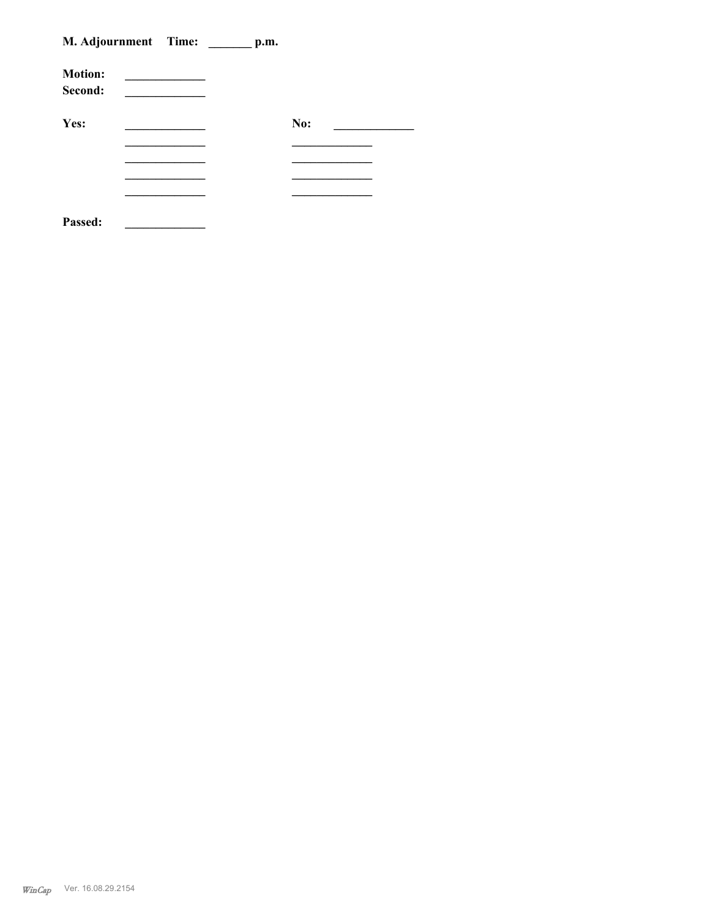**M. Adjournment Time: _______ p.m.**

**Motion:** _____________
**Second:** _____________

| | | | |
|---|---|---|---|
| **Yes:** | _____________ | **No:** | _____________ |
| | _____________ | | _____________ |
| | _____________ | | _____________ |
| | _____________ | | _____________ |
| | _____________ | | _____________ |

**Passed:** _____________

*WinCap* Ver. 16.08.29.2154